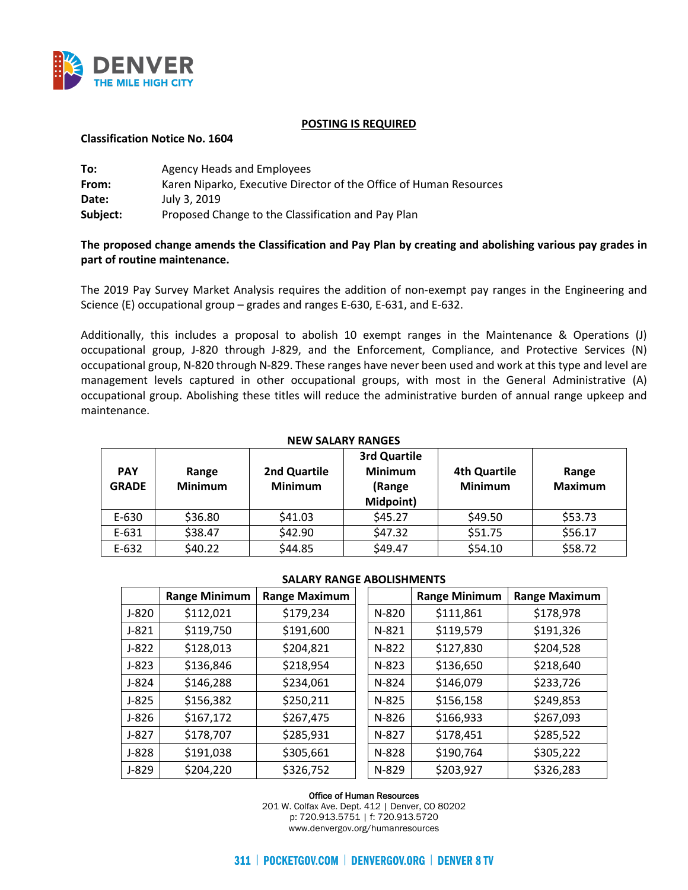**POSTING IS REQUIRED**

**Classification Notice No. 1604**

**To:** Agency Heads and Employees
**From:** Karen Niparko, Executive Director of the Office of Human Resources
**Date:** July 3, 2019
**Subject:** Proposed Change to the Classification and Pay Plan

**The proposed change amends the Classification and Pay Plan by creating and abolishing various pay grades in part of routine maintenance.**

The 2019 Pay Survey Market Analysis requires the addition of non-exempt pay ranges in the Engineering and Science (E) occupational group – grades and ranges E-630, E-631, and E-632.

Additionally, this includes a proposal to abolish 10 exempt ranges in the Maintenance & Operations (J) occupational group, J-820 through J-829, and the Enforcement, Compliance, and Protective Services (N) occupational group, N-820 through N-829. These ranges have never been used and work at this type and level are management levels captured in other occupational groups, with most in the General Administrative (A) occupational group. Abolishing these titles will reduce the administrative burden of annual range upkeep and maintenance.

**NEW SALARY RANGES**

| PAY GRADE | Range Minimum | 2nd Quartile Minimum | 3rd Quartile Minimum (Range Midpoint) | 4th Quartile Minimum | Range Maximum |
|---|---|---|---|---|---|
| E-630 | $36.80 | $41.03 | $45.27 | $49.50 | $53.73 |
| E-631 | $38.47 | $42.90 | $47.32 | $51.75 | $56.17 |
| E-632 | $40.22 | $44.85 | $49.47 | $54.10 | $58.72 |

**SALARY RANGE ABOLISHMENTS**

| | Range Minimum | Range Maximum |
|---|---|---|
| J-820 | $112,021 | $179,234 |
| J-821 | $119,750 | $191,600 |
| J-822 | $128,013 | $204,821 |
| J-823 | $136,846 | $218,954 |
| J-824 | $146,288 | $234,061 |
| J-825 | $156,382 | $250,211 |
| J-826 | $167,172 | $267,475 |
| J-827 | $178,707 | $285,931 |
| J-828 | $191,038 | $305,661 |
| J-829 | $204,220 | $326,752 |

| | Range Minimum | Range Maximum |
|---|---|---|
| N-820 | $111,861 | $178,978 |
| N-821 | $119,579 | $191,326 |
| N-822 | $127,830 | $204,528 |
| N-823 | $136,650 | $218,640 |
| N-824 | $146,079 | $233,726 |
| N-825 | $156,158 | $249,853 |
| N-826 | $166,933 | $267,093 |
| N-827 | $178,451 | $285,522 |
| N-828 | $190,764 | $305,222 |
| N-829 | $203,927 | $326,283 |

Office of Human Resources
201 W. Colfax Ave. Dept. 412 | Denver, CO 80202
p: 720.913.5751 | f: 720.913.5720
www.denvergov.org/humanresources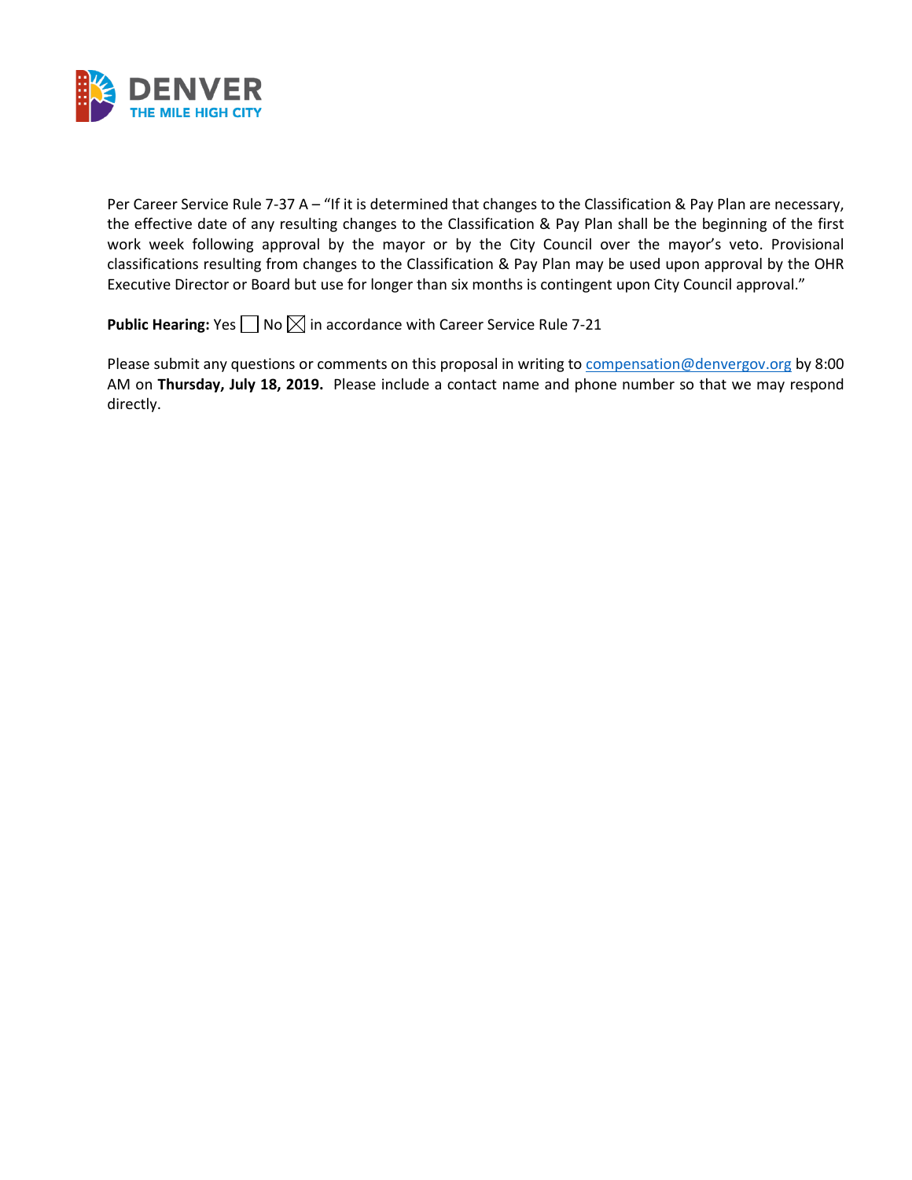Per Career Service Rule 7-37 A – "If it is determined that changes to the Classification & Pay Plan are necessary, the effective date of any resulting changes to the Classification & Pay Plan shall be the beginning of the first work week following approval by the mayor or by the City Council over the mayor's veto. Provisional classifications resulting from changes to the Classification & Pay Plan may be used upon approval by the OHR Executive Director or Board but use for longer than six months is contingent upon City Council approval."

**Public Hearing:** Yes ☐ No ☒ in accordance with Career Service Rule 7-21

Please submit any questions or comments on this proposal in writing to compensation@denvergov.org by 8:00 AM on **Thursday, July 18, 2019.** Please include a contact name and phone number so that we may respond directly.